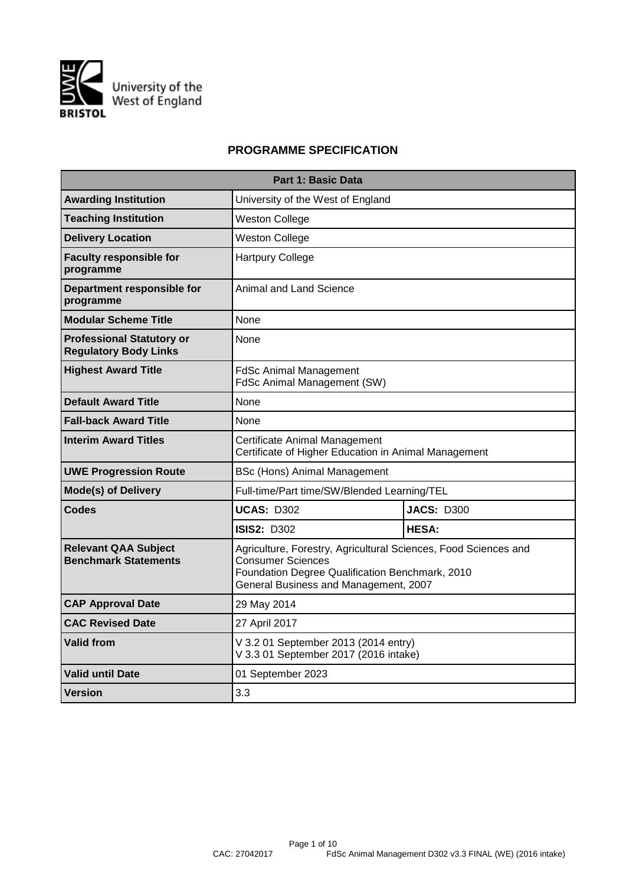University of the West of England

BRISTOL

## PROGRAMME SPECIFICATION

| Part 1: Basic Data | | |
|---|---|---|
| **Awarding Institution** | University of the West of England | |
| **Teaching Institution** | Weston College | |
| **Delivery Location** | Weston College | |
| **Faculty responsible for programme** | Hartpury College | |
| **Department responsible for programme** | Animal and Land Science | |
| **Modular Scheme Title** | None | |
| **Professional Statutory or Regulatory Body Links** | None | |
| **Highest Award Title** | FdSc Animal Management<br>FdSc Animal Management (SW) | |
| **Default Award Title** | None | |
| **Fall-back Award Title** | None | |
| **Interim Award Titles** | Certificate Animal Management<br>Certificate of Higher Education in Animal Management | |
| **UWE Progression Route** | BSc (Hons) Animal Management | |
| **Mode(s) of Delivery** | Full-time/Part time/SW/Blended Learning/TEL | |
| **Codes** | **UCAS:** D302 | **JACS:** D300 |
| | **ISIS2:** D302 | **HESA:** |
| **Relevant QAA Subject Benchmark Statements** | Agriculture, Forestry, Agricultural Sciences, Food Sciences and Consumer Sciences<br>Foundation Degree Qualification Benchmark, 2010<br>General Business and Management, 2007 | |
| **CAP Approval Date** | 29 May 2014 | |
| **CAC Revised Date** | 27 April 2017 | |
| **Valid from** | V 3.2 01 September 2013 (2014 entry)<br>V 3.3 01 September 2017 (2016 intake) | |
| **Valid until Date** | 01 September 2023 | |
| **Version** | 3.3 | |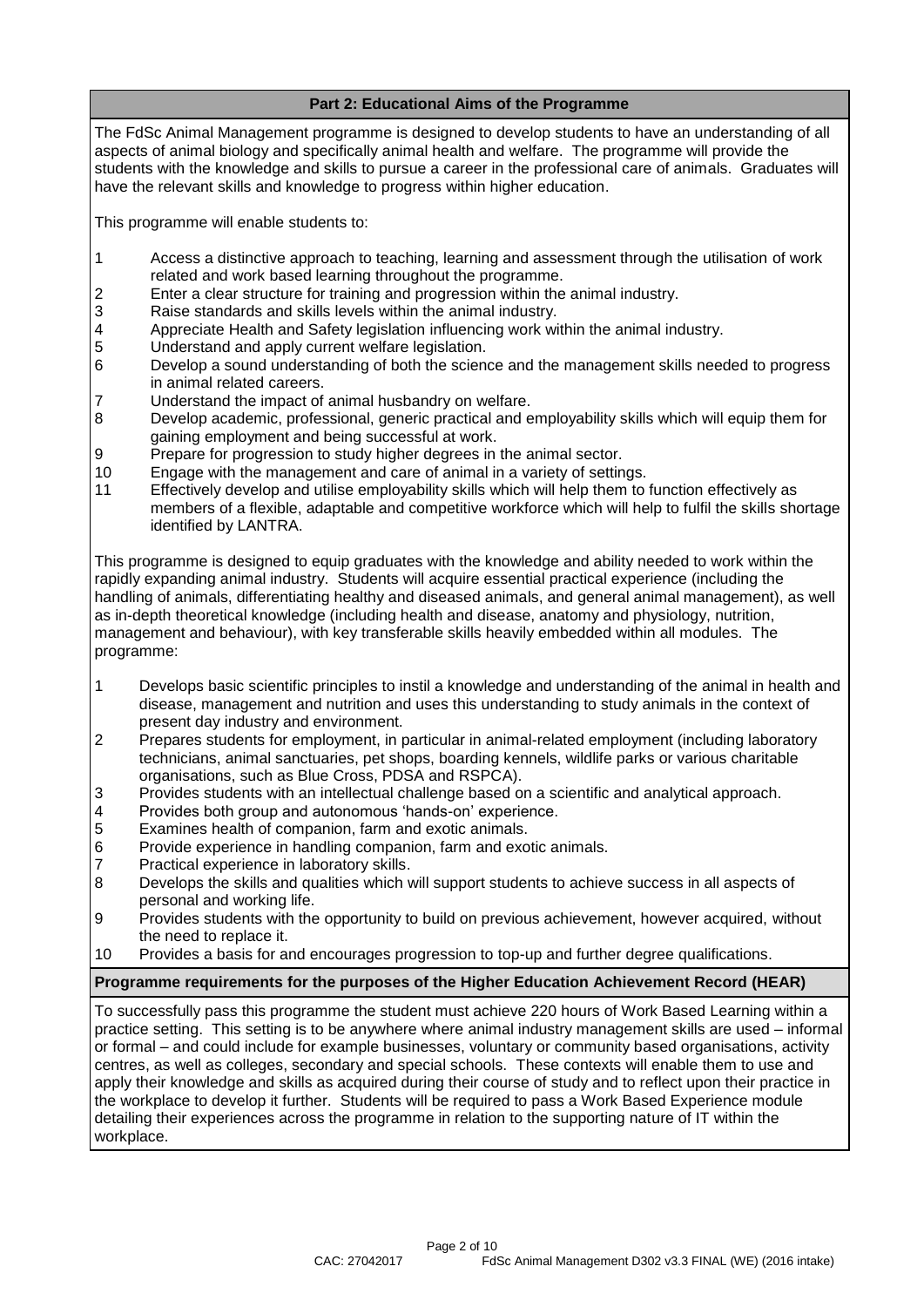## Part 2: Educational Aims of the Programme

The FdSc Animal Management programme is designed to develop students to have an understanding of all aspects of animal biology and specifically animal health and welfare. The programme will provide the students with the knowledge and skills to pursue a career in the professional care of animals. Graduates will have the relevant skills and knowledge to progress within higher education.

This programme will enable students to:

1. Access a distinctive approach to teaching, learning and assessment through the utilisation of work related and work based learning throughout the programme.
2. Enter a clear structure for training and progression within the animal industry.
3. Raise standards and skills levels within the animal industry.
4. Appreciate Health and Safety legislation influencing work within the animal industry.
5. Understand and apply current welfare legislation.
6. Develop a sound understanding of both the science and the management skills needed to progress in animal related careers.
7. Understand the impact of animal husbandry on welfare.
8. Develop academic, professional, generic practical and employability skills which will equip them for gaining employment and being successful at work.
9. Prepare for progression to study higher degrees in the animal sector.
10. Engage with the management and care of animal in a variety of settings.
11. Effectively develop and utilise employability skills which will help them to function effectively as members of a flexible, adaptable and competitive workforce which will help to fulfil the skills shortage identified by LANTRA.

This programme is designed to equip graduates with the knowledge and ability needed to work within the rapidly expanding animal industry. Students will acquire essential practical experience (including the handling of animals, differentiating healthy and diseased animals, and general animal management), as well as in-depth theoretical knowledge (including health and disease, anatomy and physiology, nutrition, management and behaviour), with key transferable skills heavily embedded within all modules. The programme:

1. Develops basic scientific principles to instil a knowledge and understanding of the animal in health and disease, management and nutrition and uses this understanding to study animals in the context of present day industry and environment.
2. Prepares students for employment, in particular in animal-related employment (including laboratory technicians, animal sanctuaries, pet shops, boarding kennels, wildlife parks or various charitable organisations, such as Blue Cross, PDSA and RSPCA).
3. Provides students with an intellectual challenge based on a scientific and analytical approach.
4. Provides both group and autonomous 'hands-on' experience.
5. Examines health of companion, farm and exotic animals.
6. Provide experience in handling companion, farm and exotic animals.
7. Practical experience in laboratory skills.
8. Develops the skills and qualities which will support students to achieve success in all aspects of personal and working life.
9. Provides students with the opportunity to build on previous achievement, however acquired, without the need to replace it.
10. Provides a basis for and encourages progression to top-up and further degree qualifications.

### Programme requirements for the purposes of the Higher Education Achievement Record (HEAR)

To successfully pass this programme the student must achieve 220 hours of Work Based Learning within a practice setting. This setting is to be anywhere where animal industry management skills are used – informal or formal – and could include for example businesses, voluntary or community based organisations, activity centres, as well as colleges, secondary and special schools. These contexts will enable them to use and apply their knowledge and skills as acquired during their course of study and to reflect upon their practice in the workplace to develop it further. Students will be required to pass a Work Based Experience module detailing their experiences across the programme in relation to the supporting nature of IT within the workplace.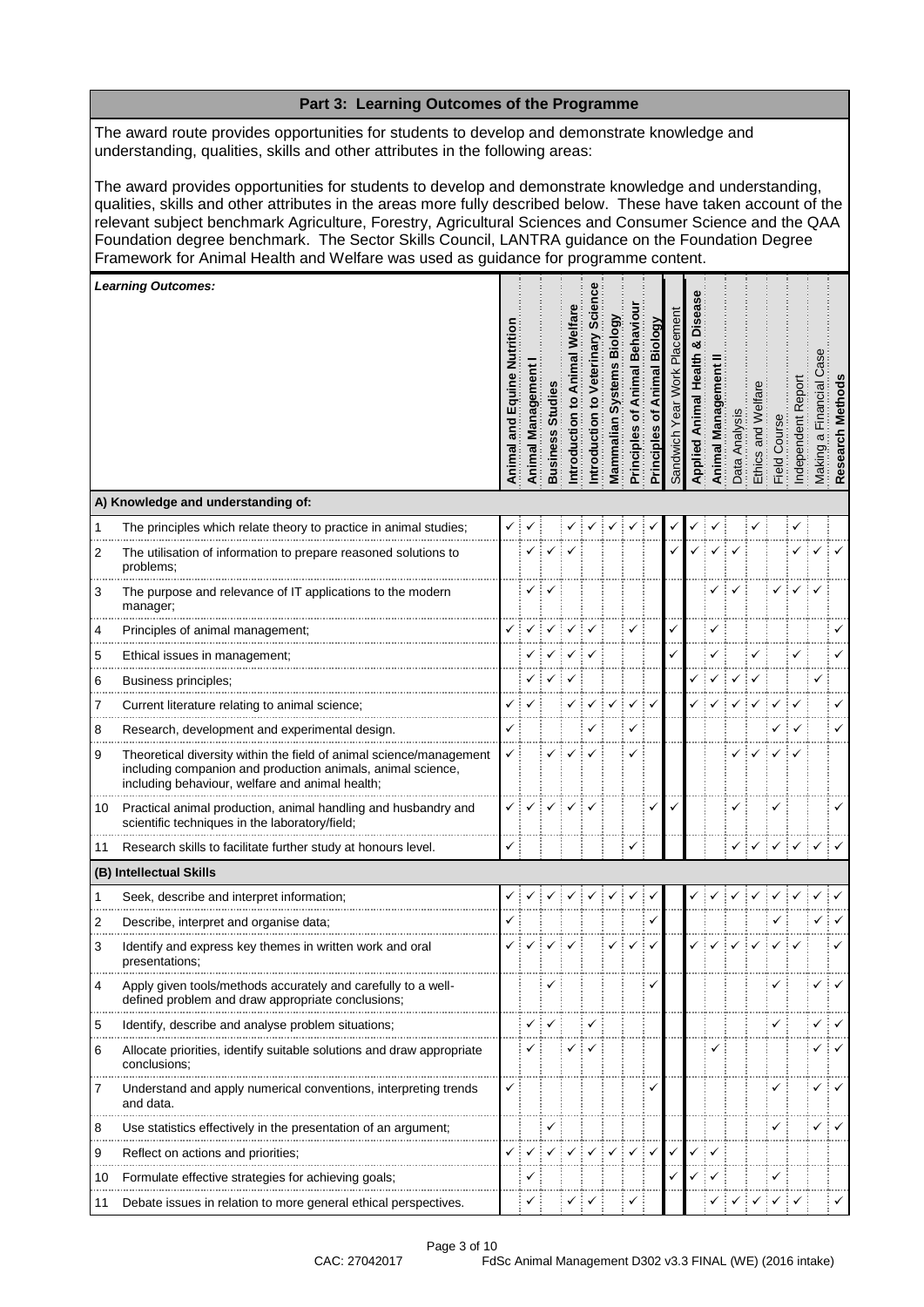## Part 3: Learning Outcomes of the Programme

The award route provides opportunities for students to develop and demonstrate knowledge and understanding, qualities, skills and other attributes in the following areas:

The award provides opportunities for students to develop and demonstrate knowledge and understanding, qualities, skills and other attributes in the areas more fully described below. These have taken account of the relevant subject benchmark Agriculture, Forestry, Agricultural Sciences and Consumer Science and the QAA Foundation degree benchmark. The Sector Skills Council, LANTRA guidance on the Foundation Degree Framework for Animal Health and Welfare was used as guidance for programme content.

| | ***Learning Outcomes:*** | **Animal and Equine Nutrition** | **Animal Management I** | **Business Studies** | **Introduction to Animal Welfare** | **Introduction to Veterinary Science** | **Mammalian Systems Biology** | **Principles of Animal Behaviour** | **Principles of Animal Biology** | Sandwich Year Work Placement | **Applied Animal Health & Disease** | **Animal Management II** | Data Analysis | Ethics and Welfare | Field Course | Independent Report | Making a Financial Case | **Research Methods** |
|---|---|---|---|---|---|---|---|---|---|---|---|---|---|---|---|---|---|---|
| | **A) Knowledge and understanding of:** | | | | | | | | | | | | | | | | | |
| 1 | The principles which relate theory to practice in animal studies; | ✓ | ✓ | | ✓ | ✓ | ✓ | ✓ | ✓ | ✓ | ✓ | ✓ | | ✓ | | ✓ | | |
| 2 | The utilisation of information to prepare reasoned solutions to problems; | | ✓ | ✓ | ✓ | | | | | ✓ | ✓ | ✓ | ✓ | | | ✓ | ✓ | ✓ |
| 3 | The purpose and relevance of IT applications to the modern manager; | | ✓ | ✓ | | | | | | | | ✓ | ✓ | | ✓ | ✓ | ✓ | |
| 4 | Principles of animal management; | ✓ | ✓ | ✓ | ✓ | ✓ | | ✓ | | ✓ | | ✓ | | | | | | ✓ |
| 5 | Ethical issues in management; | | ✓ | ✓ | ✓ | ✓ | | | | ✓ | | ✓ | | ✓ | | ✓ | | ✓ |
| 6 | Business principles; | | ✓ | ✓ | ✓ | | | | | | ✓ | ✓ | ✓ | ✓ | | | ✓ | |
| 7 | Current literature relating to animal science; | ✓ | ✓ | | ✓ | ✓ | ✓ | ✓ | ✓ | | ✓ | ✓ | ✓ | ✓ | ✓ | ✓ | | ✓ |
| 8 | Research, development and experimental design. | ✓ | | | | ✓ | | ✓ | | | | | | | ✓ | ✓ | | ✓ |
| 9 | Theoretical diversity within the field of animal science/management including companion and production animals, animal science, including behaviour, welfare and animal health; | ✓ | | ✓ | ✓ | ✓ | | ✓ | | | | | ✓ | ✓ | ✓ | ✓ | | |
| 10 | Practical animal production, animal handling and husbandry and scientific techniques in the laboratory/field; | ✓ | ✓ | ✓ | ✓ | ✓ | | | ✓ | ✓ | | | ✓ | | ✓ | | | ✓ |
| 11 | Research skills to facilitate further study at honours level. | ✓ | | | | | | ✓ | | | | | ✓ | ✓ | ✓ | ✓ | ✓ | ✓ |
| | **(B) Intellectual Skills** | | | | | | | | | | | | | | | | | |
| 1 | Seek, describe and interpret information; | ✓ | ✓ | ✓ | ✓ | ✓ | ✓ | ✓ | ✓ | | ✓ | ✓ | ✓ | ✓ | ✓ | ✓ | ✓ | ✓ |
| 2 | Describe, interpret and organise data; | ✓ | | | | | | | ✓ | | | | | | ✓ | | ✓ | ✓ |
| 3 | Identify and express key themes in written work and oral presentations; | ✓ | ✓ | ✓ | ✓ | | ✓ | ✓ | ✓ | | ✓ | ✓ | ✓ | ✓ | ✓ | ✓ | | ✓ |
| 4 | Apply given tools/methods accurately and carefully to a well-defined problem and draw appropriate conclusions; | | | ✓ | | | | | ✓ | | | | | | ✓ | | ✓ | ✓ |
| 5 | Identify, describe and analyse problem situations; | | ✓ | ✓ | | ✓ | | | | | | | | | ✓ | | ✓ | ✓ |
| 6 | Allocate priorities, identify suitable solutions and draw appropriate conclusions; | | ✓ | | ✓ | ✓ | | | | | | ✓ | | | | | ✓ | ✓ |
| 7 | Understand and apply numerical conventions, interpreting trends and data. | ✓ | | | | | | | ✓ | | | | | | ✓ | | ✓ | ✓ |
| 8 | Use statistics effectively in the presentation of an argument; | | | ✓ | | | | | | | | | | | ✓ | | ✓ | ✓ |
| 9 | Reflect on actions and priorities; | ✓ | ✓ | ✓ | ✓ | ✓ | ✓ | ✓ | ✓ | ✓ | ✓ | ✓ | | | | | | |
| 10 | Formulate effective strategies for achieving goals; | | ✓ | | | | | | | ✓ | ✓ | ✓ | | | ✓ | | | |
| 11 | Debate issues in relation to more general ethical perspectives. | | ✓ | | ✓ | ✓ | | ✓ | | | | ✓ | ✓ | ✓ | ✓ | ✓ | | ✓ |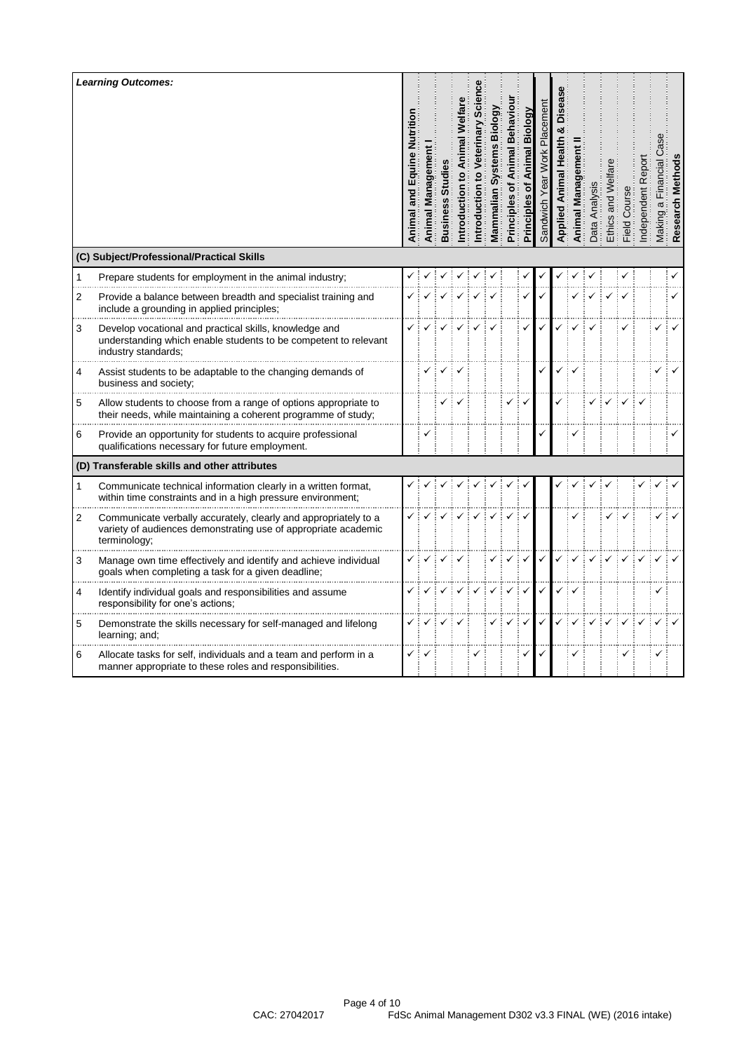| Learning Outcomes: | Animal and Equine Nutrition | Animal Management I | Business Studies | Introduction to Animal Welfare | Introduction to Veterinary Science | Mammalian Systems Biology | Principles of Animal Behaviour | Principles of Animal Biology | Sandwich Year Work Placement | Applied Animal Health & Disease | Animal Management II | Data Analysis | Ethics and Welfare | Field Course | Independent Report | Making a Financial Case | Research Methods |
|---|---|---|---|---|---|---|---|---|---|---|---|---|---|---|---|---|---|
| **(C) Subject/Professional/Practical Skills** | | | | | | | | | | | | | | | | | |
| 1 Prepare students for employment in the animal industry; | ✓ | ✓ | ✓ | ✓ | ✓ | ✓ | | ✓ | ✓ | ✓ | ✓ | ✓ | | ✓ | | | ✓ |
| 2 Provide a balance between breadth and specialist training and include a grounding in applied principles; | ✓ | ✓ | ✓ | ✓ | ✓ | ✓ | | ✓ | ✓ | | ✓ | ✓ | ✓ | ✓ | | | ✓ |
| 3 Develop vocational and practical skills, knowledge and understanding which enable students to be competent to relevant industry standards; | ✓ | ✓ | ✓ | ✓ | ✓ | ✓ | | ✓ | ✓ | ✓ | ✓ | ✓ | | ✓ | | ✓ | ✓ |
| 4 Assist students to be adaptable to the changing demands of business and society; | | ✓ | ✓ | ✓ | | | | | ✓ | ✓ | ✓ | | | | | ✓ | ✓ |
| 5 Allow students to choose from a range of options appropriate to their needs, while maintaining a coherent programme of study; | | | ✓ | ✓ | | | ✓ | ✓ | | ✓ | | ✓ | ✓ | ✓ | ✓ | | |
| 6 Provide an opportunity for students to acquire professional qualifications necessary for future employment. | | ✓ | | | | | | | ✓ | | ✓ | | | | | | ✓ |
| **(D) Transferable skills and other attributes** | | | | | | | | | | | | | | | | | |
| 1 Communicate technical information clearly in a written format, within time constraints and in a high pressure environment; | ✓ | ✓ | ✓ | ✓ | ✓ | ✓ | ✓ | ✓ | | ✓ | ✓ | ✓ | ✓ | | ✓ | ✓ | ✓ |
| 2 Communicate verbally accurately, clearly and appropriately to a variety of audiences demonstrating use of appropriate academic terminology; | ✓ | ✓ | ✓ | ✓ | ✓ | ✓ | ✓ | ✓ | | | ✓ | | ✓ | ✓ | | ✓ | ✓ |
| 3 Manage own time effectively and identify and achieve individual goals when completing a task for a given deadline; | ✓ | ✓ | ✓ | ✓ | | ✓ | ✓ | ✓ | ✓ | ✓ | ✓ | ✓ | ✓ | ✓ | ✓ | ✓ | ✓ |
| 4 Identify individual goals and responsibilities and assume responsibility for one's actions; | ✓ | ✓ | ✓ | ✓ | ✓ | ✓ | ✓ | ✓ | ✓ | ✓ | ✓ | | | | | ✓ | |
| 5 Demonstrate the skills necessary for self-managed and lifelong learning; and; | ✓ | ✓ | ✓ | ✓ | | ✓ | ✓ | ✓ | ✓ | ✓ | ✓ | ✓ | ✓ | ✓ | ✓ | ✓ | ✓ |
| 6 Allocate tasks for self, individuals and a team and perform in a manner appropriate to these roles and responsibilities. | ✓ | ✓ | | | ✓ | | | ✓ | ✓ | | ✓ | | | ✓ | | ✓ | |

CAC: 27042017 FdSc Animal Management D302 v3.3 FINAL (WE) (2016 intake)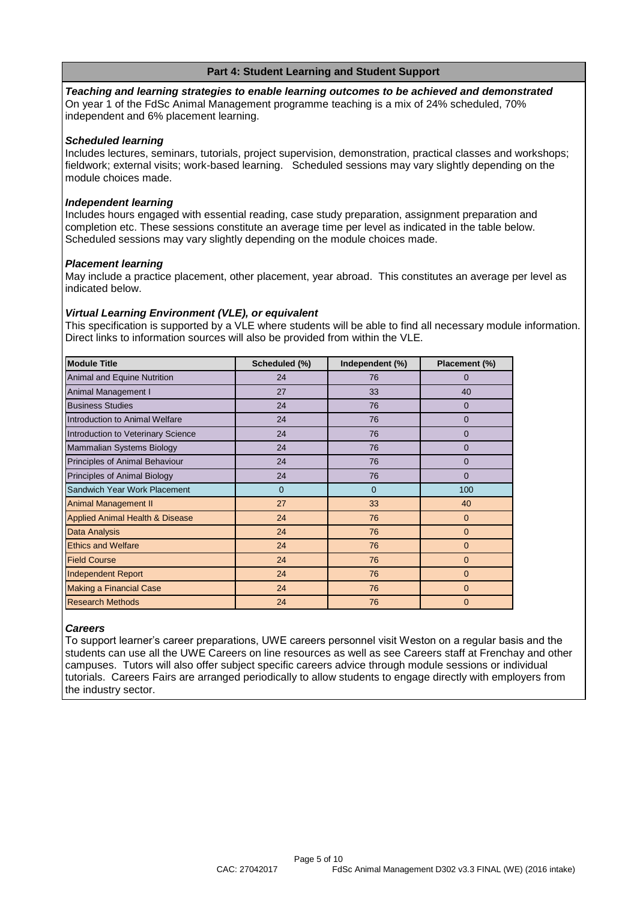## Part 4: Student Learning and Student Support

***Teaching and learning strategies to enable learning outcomes to be achieved and demonstrated***

On year 1 of the FdSc Animal Management programme teaching is a mix of 24% scheduled, 70% independent and 6% placement learning.

***Scheduled learning***

Includes lectures, seminars, tutorials, project supervision, demonstration, practical classes and workshops; fieldwork; external visits; work-based learning. Scheduled sessions may vary slightly depending on the module choices made.

***Independent learning***

Includes hours engaged with essential reading, case study preparation, assignment preparation and completion etc. These sessions constitute an average time per level as indicated in the table below. Scheduled sessions may vary slightly depending on the module choices made.

***Placement learning***

May include a practice placement, other placement, year abroad. This constitutes an average per level as indicated below.

***Virtual Learning Environment (VLE), or equivalent***

This specification is supported by a VLE where students will be able to find all necessary module information. Direct links to information sources will also be provided from within the VLE.

| Module Title | Scheduled (%) | Independent (%) | Placement (%) |
|---|---|---|---|
| Animal and Equine Nutrition | 24 | 76 | 0 |
| Animal Management I | 27 | 33 | 40 |
| Business Studies | 24 | 76 | 0 |
| Introduction to Animal Welfare | 24 | 76 | 0 |
| Introduction to Veterinary Science | 24 | 76 | 0 |
| Mammalian Systems Biology | 24 | 76 | 0 |
| Principles of Animal Behaviour | 24 | 76 | 0 |
| Principles of Animal Biology | 24 | 76 | 0 |
| Sandwich Year Work Placement | 0 | 0 | 100 |
| Animal Management II | 27 | 33 | 40 |
| Applied Animal Health & Disease | 24 | 76 | 0 |
| Data Analysis | 24 | 76 | 0 |
| Ethics and Welfare | 24 | 76 | 0 |
| Field Course | 24 | 76 | 0 |
| Independent Report | 24 | 76 | 0 |
| Making a Financial Case | 24 | 76 | 0 |
| Research Methods | 24 | 76 | 0 |

***Careers***

To support learner's career preparations, UWE careers personnel visit Weston on a regular basis and the students can use all the UWE Careers on line resources as well as see Careers staff at Frenchay and other campuses. Tutors will also offer subject specific careers advice through module sessions or individual tutorials. Careers Fairs are arranged periodically to allow students to engage directly with employers from the industry sector.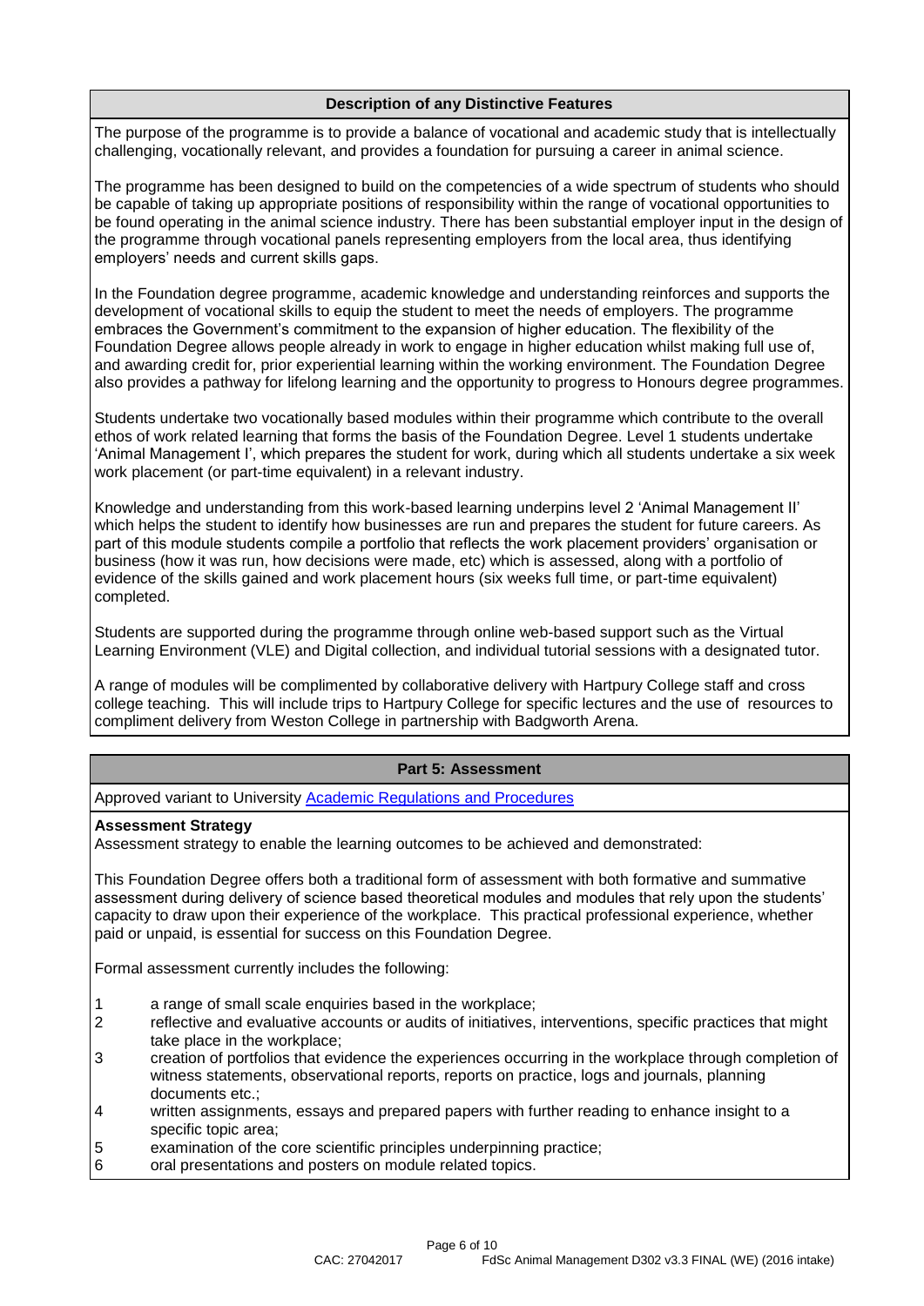## Description of any Distinctive Features

The purpose of the programme is to provide a balance of vocational and academic study that is intellectually challenging, vocationally relevant, and provides a foundation for pursuing a career in animal science.

The programme has been designed to build on the competencies of a wide spectrum of students who should be capable of taking up appropriate positions of responsibility within the range of vocational opportunities to be found operating in the animal science industry. There has been substantial employer input in the design of the programme through vocational panels representing employers from the local area, thus identifying employers' needs and current skills gaps.

In the Foundation degree programme, academic knowledge and understanding reinforces and supports the development of vocational skills to equip the student to meet the needs of employers. The programme embraces the Government's commitment to the expansion of higher education. The flexibility of the Foundation Degree allows people already in work to engage in higher education whilst making full use of, and awarding credit for, prior experiential learning within the working environment. The Foundation Degree also provides a pathway for lifelong learning and the opportunity to progress to Honours degree programmes.

Students undertake two vocationally based modules within their programme which contribute to the overall ethos of work related learning that forms the basis of the Foundation Degree. Level 1 students undertake 'Animal Management I', which prepares the student for work, during which all students undertake a six week work placement (or part-time equivalent) in a relevant industry.

Knowledge and understanding from this work-based learning underpins level 2 'Animal Management II' which helps the student to identify how businesses are run and prepares the student for future careers. As part of this module students compile a portfolio that reflects the work placement providers' organisation or business (how it was run, how decisions were made, etc) which is assessed, along with a portfolio of evidence of the skills gained and work placement hours (six weeks full time, or part-time equivalent) completed.

Students are supported during the programme through online web-based support such as the Virtual Learning Environment (VLE) and Digital collection, and individual tutorial sessions with a designated tutor.

A range of modules will be complimented by collaborative delivery with Hartpury College staff and cross college teaching. This will include trips to Hartpury College for specific lectures and the use of resources to compliment delivery from Weston College in partnership with Badgworth Arena.

## Part 5: Assessment

Approved variant to University Academic Regulations and Procedures

**Assessment Strategy**

Assessment strategy to enable the learning outcomes to be achieved and demonstrated:

This Foundation Degree offers both a traditional form of assessment with both formative and summative assessment during delivery of science based theoretical modules and modules that rely upon the students' capacity to draw upon their experience of the workplace. This practical professional experience, whether paid or unpaid, is essential for success on this Foundation Degree.

Formal assessment currently includes the following:

1. a range of small scale enquiries based in the workplace;
2. reflective and evaluative accounts or audits of initiatives, interventions, specific practices that might take place in the workplace;
3. creation of portfolios that evidence the experiences occurring in the workplace through completion of witness statements, observational reports, reports on practice, logs and journals, planning documents etc.;
4. written assignments, essays and prepared papers with further reading to enhance insight to a specific topic area;
5. examination of the core scientific principles underpinning practice;
6. oral presentations and posters on module related topics.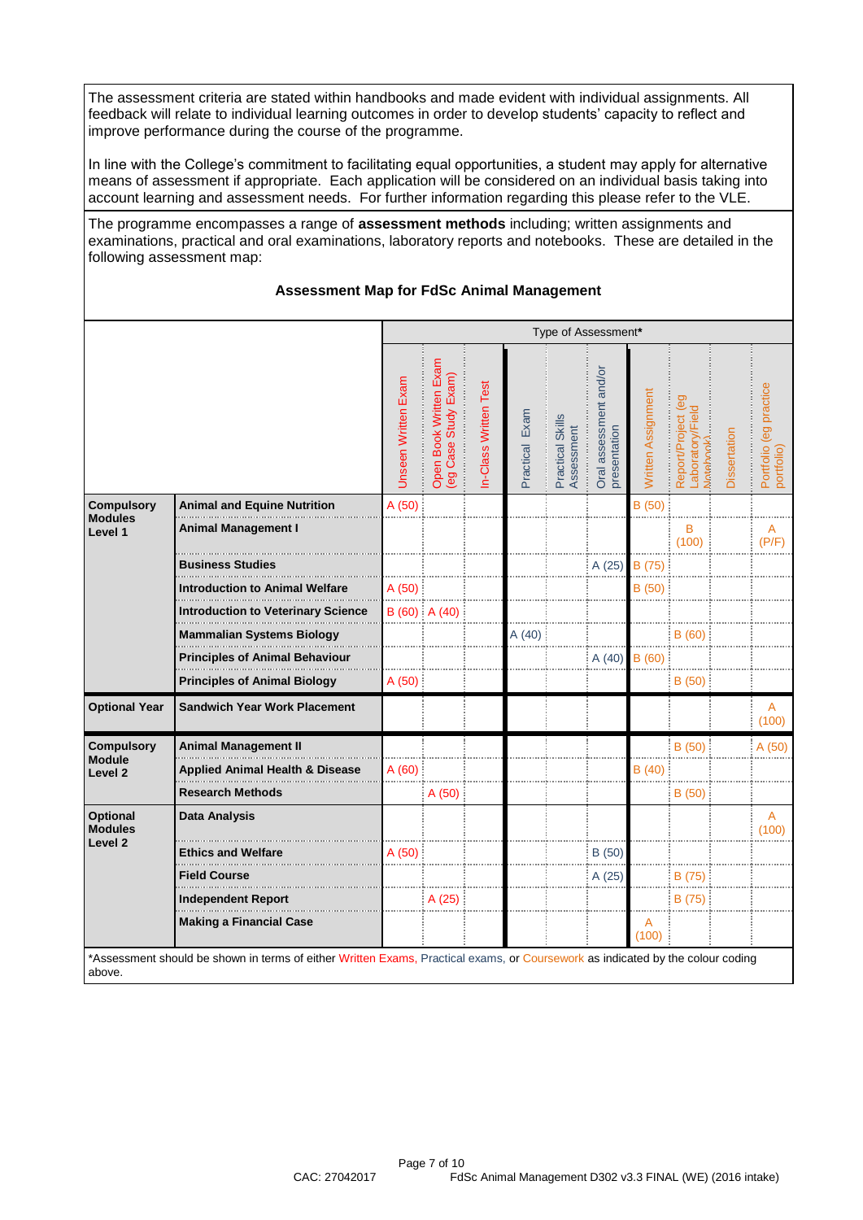The assessment criteria are stated within handbooks and made evident with individual assignments. All feedback will relate to individual learning outcomes in order to develop students' capacity to reflect and improve performance during the course of the programme.

In line with the College's commitment to facilitating equal opportunities, a student may apply for alternative means of assessment if appropriate. Each application will be considered on an individual basis taking into account learning and assessment needs. For further information regarding this please refer to the VLE.

The programme encompasses a range of **assessment methods** including; written assignments and examinations, practical and oral examinations, laboratory reports and notebooks. These are detailed in the following assessment map:

### Assessment Map for FdSc Animal Management

| | | Type of Assessment* | | | | | | | | | |
|---|---|---|---|---|---|---|---|---|---|---|---|
| | | Unseen Written Exam | Open Book Written Exam (eg Case Study Exam) | In-Class Written Test | Practical Exam | Practical Skills Assessment | Oral assessment and/or presentation | Written Assignment | Report/Project (eg Laboratory/Field Notebook) | Dissertation | Portfolio (eg practice portfolio) |
| **Compulsory Modules Level 1** | **Animal and Equine Nutrition** | A (50) | | | | | | B (50) | | | |
| | **Animal Management I** | | | | | | | | B (100) | | A (P/F) |
| | **Business Studies** | | | | | | A (25) | B (75) | | | |
| | **Introduction to Animal Welfare** | A (50) | | | | | | B (50) | | | |
| | **Introduction to Veterinary Science** | B (60) | A (40) | | | | | | | | |
| | **Mammalian Systems Biology** | | | | A (40) | | | | B (60) | | |
| | **Principles of Animal Behaviour** | | | | | | A (40) | B (60) | | | |
| | **Principles of Animal Biology** | A (50) | | | | | | | B (50) | | |
| **Optional Year** | **Sandwich Year Work Placement** | | | | | | | | | | A (100) |
| **Compulsory Module Level 2** | **Animal Management II** | | | | | | | | B (50) | | A (50) |
| | **Applied Animal Health & Disease** | A (60) | | | | | | B (40) | | | |
| | **Research Methods** | | A (50) | | | | | | B (50) | | |
| **Optional Modules Level 2** | **Data Analysis** | | | | | | | | | | A (100) |
| | **Ethics and Welfare** | A (50) | | | | | B (50) | | | | |
| | **Field Course** | | | | | | A (25) | | B (75) | | |
| | **Independent Report** | | A (25) | | | | | | B (75) | | |
| | **Making a Financial Case** | | | | | | | A (100) | | | |

*Assessment should be shown in terms of either Written Exams, Practical exams, or Coursework as indicated by the colour coding above.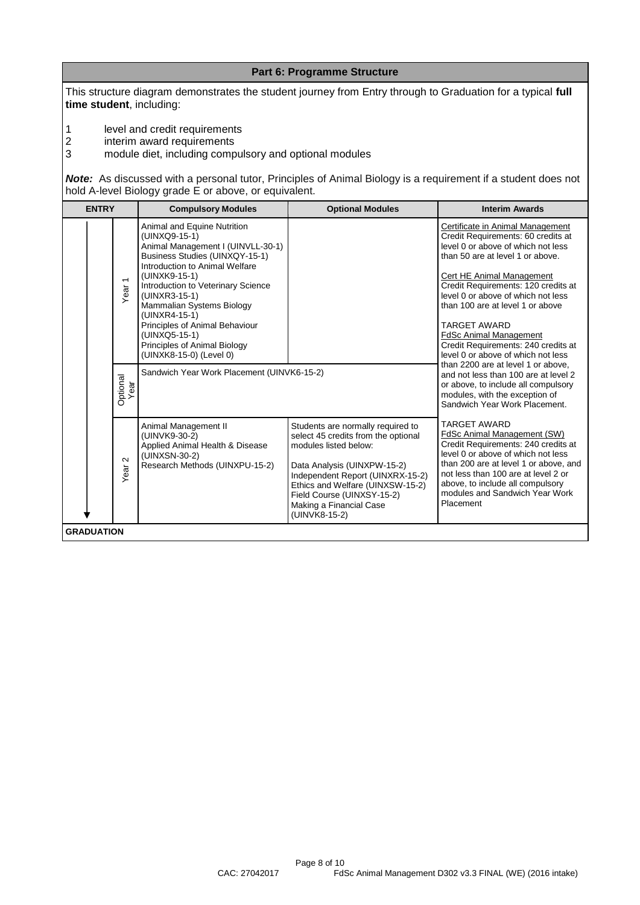## Part 6: Programme Structure

This structure diagram demonstrates the student journey from Entry through to Graduation for a typical **full time student**, including:

1. level and credit requirements
2. interim award requirements
3. module diet, including compulsory and optional modules

***Note:*** As discussed with a personal tutor, Principles of Animal Biology is a requirement if a student does not hold A-level Biology grade E or above, or equivalent.

| ENTRY | Compulsory Modules | Optional Modules | Interim Awards |
|---|---|---|---|
| Year 1 | Animal and Equine Nutrition (UINXQ9-15-1)<br>Animal Management I (UINVLL-30-1)<br>Business Studies (UINXQY-15-1)<br>Introduction to Animal Welfare (UINXK9-15-1)<br>Introduction to Veterinary Science (UINXR3-15-1)<br>Mammalian Systems Biology (UINXR4-15-1)<br>Principles of Animal Behaviour (UINXQ5-15-1)<br>Principles of Animal Biology (UINXK8-15-0) (Level 0) | | Certificate in Animal Management<br>Credit Requirements: 60 credits at level 0 or above of which not less than 50 are at level 1 or above.<br><br>Cert HE Animal Management<br>Credit Requirements: 120 credits at level 0 or above of which not less than 100 are at level 1 or above<br><br>TARGET AWARD<br>FdSc Animal Management<br>Credit Requirements: 240 credits at level 0 or above of which not less than 2200 are at level 1 or above, and not less than 100 are at level 2 or above, to include all compulsory modules, with the exception of Sandwich Year Work Placement. |
| Optional Year | Sandwich Year Work Placement (UINVK6-15-2) | | |
| Year 2 | Animal Management II (UINVK9-30-2)<br>Applied Animal Health & Disease (UINXSN-30-2)<br>Research Methods (UINXPU-15-2) | Students are normally required to select 45 credits from the optional modules listed below:<br><br>Data Analysis (UINXPW-15-2)<br>Independent Report (UINXRX-15-2)<br>Ethics and Welfare (UINXSW-15-2)<br>Field Course (UINXSY-15-2)<br>Making a Financial Case (UINVK8-15-2) | TARGET AWARD<br>FdSc Animal Management (SW)<br>Credit Requirements: 240 credits at level 0 or above of which not less than 200 are at level 1 or above, and not less than 100 are at level 2 or above, to include all compulsory modules and Sandwich Year Work Placement |
| GRADUATION | | | |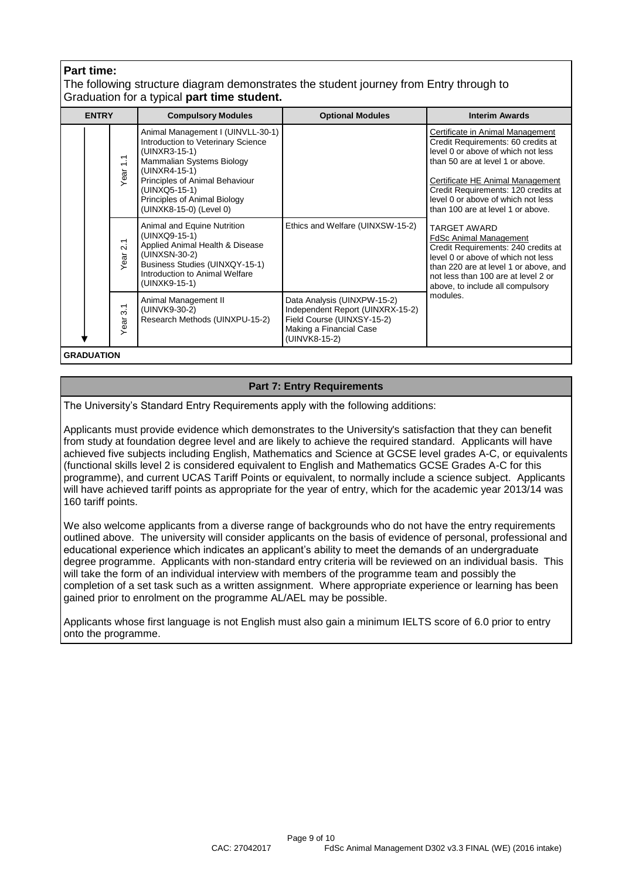**Part time:**

The following structure diagram demonstrates the student journey from Entry through to Graduation for a typical **part time student.**

| ENTRY | | Compulsory Modules | Optional Modules | Interim Awards |
|---|---|---|---|---|
| | Year 1.1 | Animal Management I (UINVLL-30-1)<br>Introduction to Veterinary Science (UINXR3-15-1)<br>Mammalian Systems Biology (UINXR4-15-1)<br>Principles of Animal Behaviour (UINXQ5-15-1)<br>Principles of Animal Biology (UINXK8-15-0) (Level 0) | | Certificate in Animal Management<br>Credit Requirements: 60 credits at level 0 or above of which not less than 50 are at level 1 or above.<br><br>Certificate HE Animal Management<br>Credit Requirements: 120 credits at level 0 or above of which not less than 100 are at level 1 or above. |
| | Year 2.1 | Animal and Equine Nutrition (UINXQ9-15-1)<br>Applied Animal Health & Disease (UINXSN-30-2)<br>Business Studies (UINXQY-15-1)<br>Introduction to Animal Welfare (UINXK9-15-1) | Ethics and Welfare (UINXSW-15-2) | TARGET AWARD<br>FdSc Animal Management<br>Credit Requirements: 240 credits at level 0 or above of which not less than 220 are at level 1 or above, and not less than 100 are at level 2 or above, to include all compulsory modules. |
| | Year 3.1 | Animal Management II (UINVK9-30-2)<br>Research Methods (UINXPU-15-2) | Data Analysis (UINXPW-15-2)<br>Independent Report (UINXRX-15-2)<br>Field Course (UINXSY-15-2)<br>Making a Financial Case (UINVK8-15-2) | |
| **GRADUATION** | | | | |

## Part 7: Entry Requirements

The University's Standard Entry Requirements apply with the following additions:

Applicants must provide evidence which demonstrates to the University's satisfaction that they can benefit from study at foundation degree level and are likely to achieve the required standard. Applicants will have achieved five subjects including English, Mathematics and Science at GCSE level grades A-C, or equivalents (functional skills level 2 is considered equivalent to English and Mathematics GCSE Grades A-C for this programme), and current UCAS Tariff Points or equivalent, to normally include a science subject. Applicants will have achieved tariff points as appropriate for the year of entry, which for the academic year 2013/14 was 160 tariff points.

We also welcome applicants from a diverse range of backgrounds who do not have the entry requirements outlined above. The university will consider applicants on the basis of evidence of personal, professional and educational experience which indicates an applicant's ability to meet the demands of an undergraduate degree programme. Applicants with non-standard entry criteria will be reviewed on an individual basis. This will take the form of an individual interview with members of the programme team and possibly the completion of a set task such as a written assignment. Where appropriate experience or learning has been gained prior to enrolment on the programme AL/AEL may be possible.

Applicants whose first language is not English must also gain a minimum IELTS score of 6.0 prior to entry onto the programme.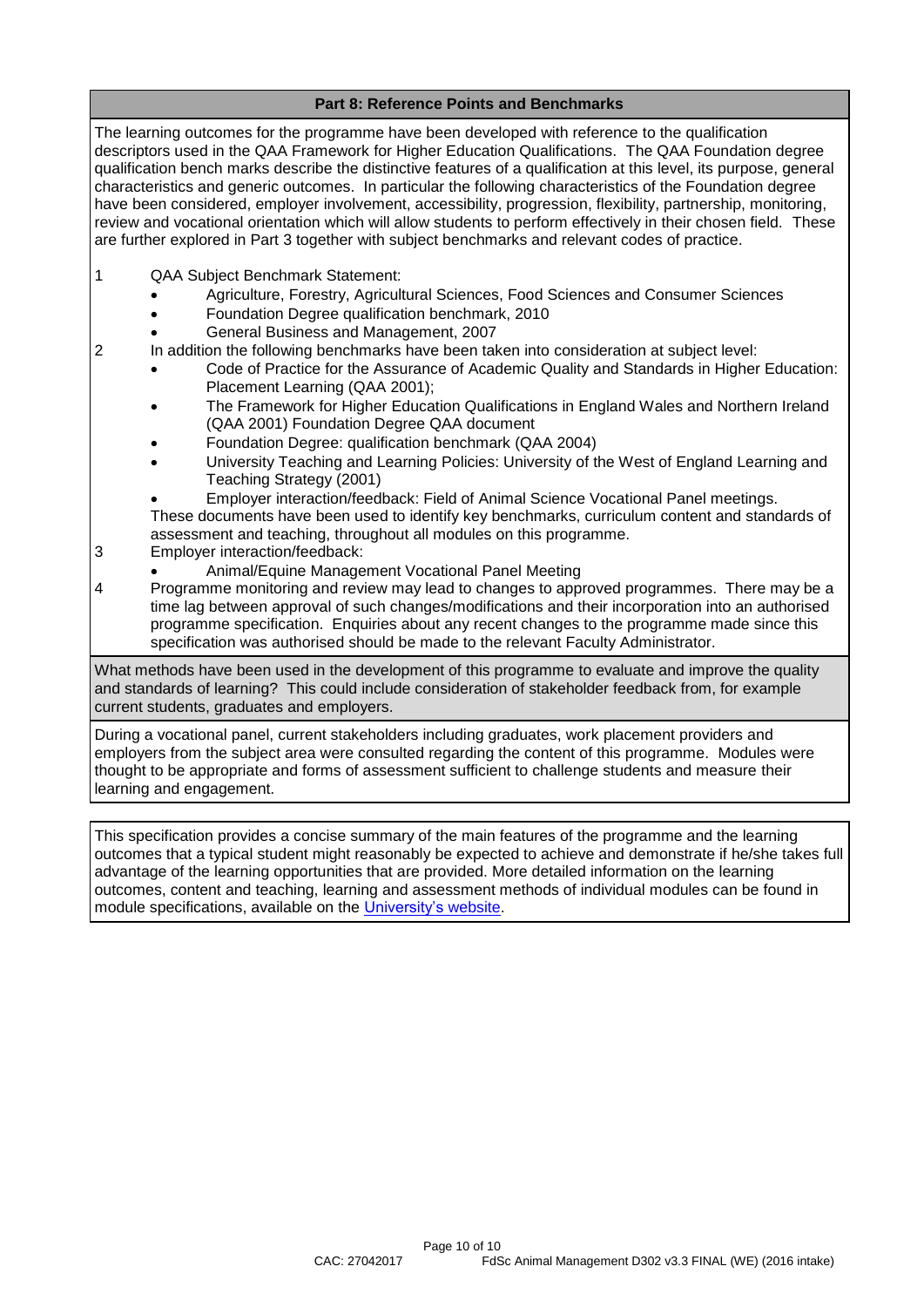## Part 8: Reference Points and Benchmarks

The learning outcomes for the programme have been developed with reference to the qualification descriptors used in the QAA Framework for Higher Education Qualifications. The QAA Foundation degree qualification bench marks describe the distinctive features of a qualification at this level, its purpose, general characteristics and generic outcomes. In particular the following characteristics of the Foundation degree have been considered, employer involvement, accessibility, progression, flexibility, partnership, monitoring, review and vocational orientation which will allow students to perform effectively in their chosen field. These are further explored in Part 3 together with subject benchmarks and relevant codes of practice.

1. QAA Subject Benchmark Statement:
   - Agriculture, Forestry, Agricultural Sciences, Food Sciences and Consumer Sciences
   - Foundation Degree qualification benchmark, 2010
   - General Business and Management, 2007
2. In addition the following benchmarks have been taken into consideration at subject level:
   - Code of Practice for the Assurance of Academic Quality and Standards in Higher Education: Placement Learning (QAA 2001);
   - The Framework for Higher Education Qualifications in England Wales and Northern Ireland (QAA 2001) Foundation Degree QAA document
   - Foundation Degree: qualification benchmark (QAA 2004)
   - University Teaching and Learning Policies: University of the West of England Learning and Teaching Strategy (2001)
   - Employer interaction/feedback: Field of Animal Science Vocational Panel meetings.

   These documents have been used to identify key benchmarks, curriculum content and standards of assessment and teaching, throughout all modules on this programme.
3. Employer interaction/feedback:
   - Animal/Equine Management Vocational Panel Meeting
4. Programme monitoring and review may lead to changes to approved programmes. There may be a time lag between approval of such changes/modifications and their incorporation into an authorised programme specification. Enquiries about any recent changes to the programme made since this specification was authorised should be made to the relevant Faculty Administrator.

**What methods have been used in the development of this programme to evaluate and improve the quality and standards of learning? This could include consideration of stakeholder feedback from, for example current students, graduates and employers.**

During a vocational panel, current stakeholders including graduates, work placement providers and employers from the subject area were consulted regarding the content of this programme. Modules were thought to be appropriate and forms of assessment sufficient to challenge students and measure their learning and engagement.

This specification provides a concise summary of the main features of the programme and the learning outcomes that a typical student might reasonably be expected to achieve and demonstrate if he/she takes full advantage of the learning opportunities that are provided. More detailed information on the learning outcomes, content and teaching, learning and assessment methods of individual modules can be found in module specifications, available on the University's website.